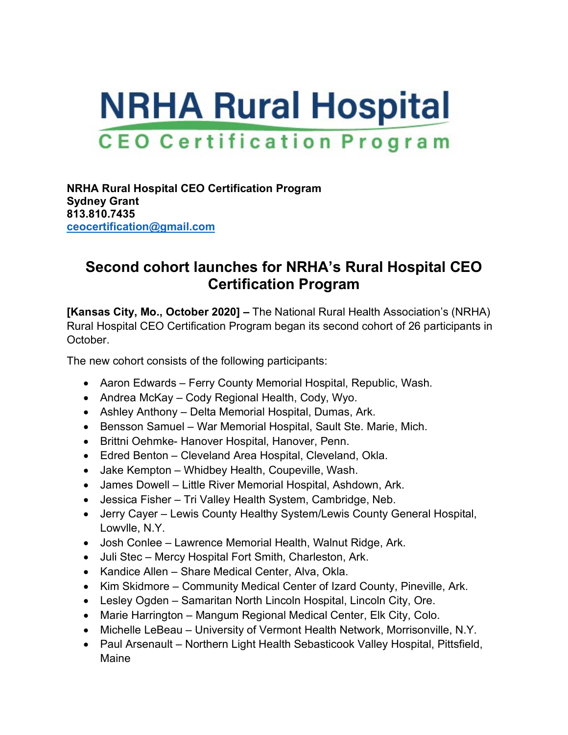# NRHA Rural Hospital
## CEO Certification Program

**NRHA Rural Hospital CEO Certification Program**
**Sydney Grant**
**813.810.7435**
**ceocertification@gmail.com**

## Second cohort launches for NRHA's Rural Hospital CEO Certification Program

**[Kansas City, Mo., October 2020] –** The National Rural Health Association's (NRHA) Rural Hospital CEO Certification Program began its second cohort of 26 participants in October.

The new cohort consists of the following participants:

- Aaron Edwards – Ferry County Memorial Hospital, Republic, Wash.
- Andrea McKay – Cody Regional Health, Cody, Wyo.
- Ashley Anthony – Delta Memorial Hospital, Dumas, Ark.
- Bensson Samuel – War Memorial Hospital, Sault Ste. Marie, Mich.
- Brittni Oehmke- Hanover Hospital, Hanover, Penn.
- Edred Benton – Cleveland Area Hospital, Cleveland, Okla.
- Jake Kempton – Whidbey Health, Coupeville, Wash.
- James Dowell – Little River Memorial Hospital, Ashdown, Ark.
- Jessica Fisher – Tri Valley Health System, Cambridge, Neb.
- Jerry Cayer – Lewis County Healthy System/Lewis County General Hospital, Lowvlle, N.Y.
- Josh Conlee – Lawrence Memorial Health, Walnut Ridge, Ark.
- Juli Stec – Mercy Hospital Fort Smith, Charleston, Ark.
- Kandice Allen – Share Medical Center, Alva, Okla.
- Kim Skidmore – Community Medical Center of Izard County, Pineville, Ark.
- Lesley Ogden – Samaritan North Lincoln Hospital, Lincoln City, Ore.
- Marie Harrington – Mangum Regional Medical Center, Elk City, Colo.
- Michelle LeBeau – University of Vermont Health Network, Morrisonville, N.Y.
- Paul Arsenault – Northern Light Health Sebasticook Valley Hospital, Pittsfield, Maine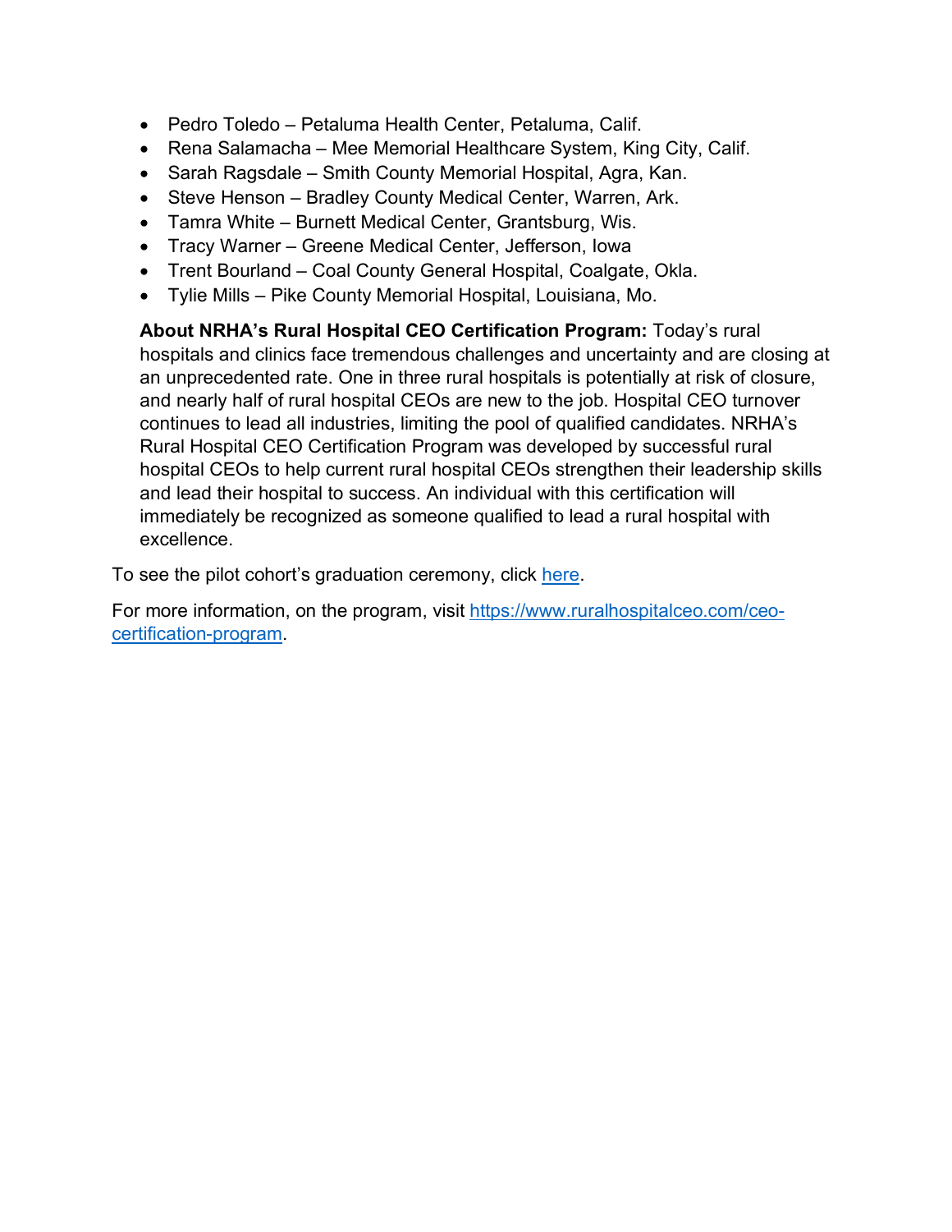- Pedro Toledo – Petaluma Health Center, Petaluma, Calif.
- Rena Salamacha – Mee Memorial Healthcare System, King City, Calif.
- Sarah Ragsdale – Smith County Memorial Hospital, Agra, Kan.
- Steve Henson – Bradley County Medical Center, Warren, Ark.
- Tamra White – Burnett Medical Center, Grantsburg, Wis.
- Tracy Warner – Greene Medical Center, Jefferson, Iowa
- Trent Bourland – Coal County General Hospital, Coalgate, Okla.
- Tylie Mills – Pike County Memorial Hospital, Louisiana, Mo.

**About NRHA's Rural Hospital CEO Certification Program:** Today's rural hospitals and clinics face tremendous challenges and uncertainty and are closing at an unprecedented rate. One in three rural hospitals is potentially at risk of closure, and nearly half of rural hospital CEOs are new to the job. Hospital CEO turnover continues to lead all industries, limiting the pool of qualified candidates. NRHA's Rural Hospital CEO Certification Program was developed by successful rural hospital CEOs to help current rural hospital CEOs strengthen their leadership skills and lead their hospital to success. An individual with this certification will immediately be recognized as someone qualified to lead a rural hospital with excellence.

To see the pilot cohort's graduation ceremony, click here.

For more information, on the program, visit https://www.ruralhospitalceo.com/ceo-certification-program.